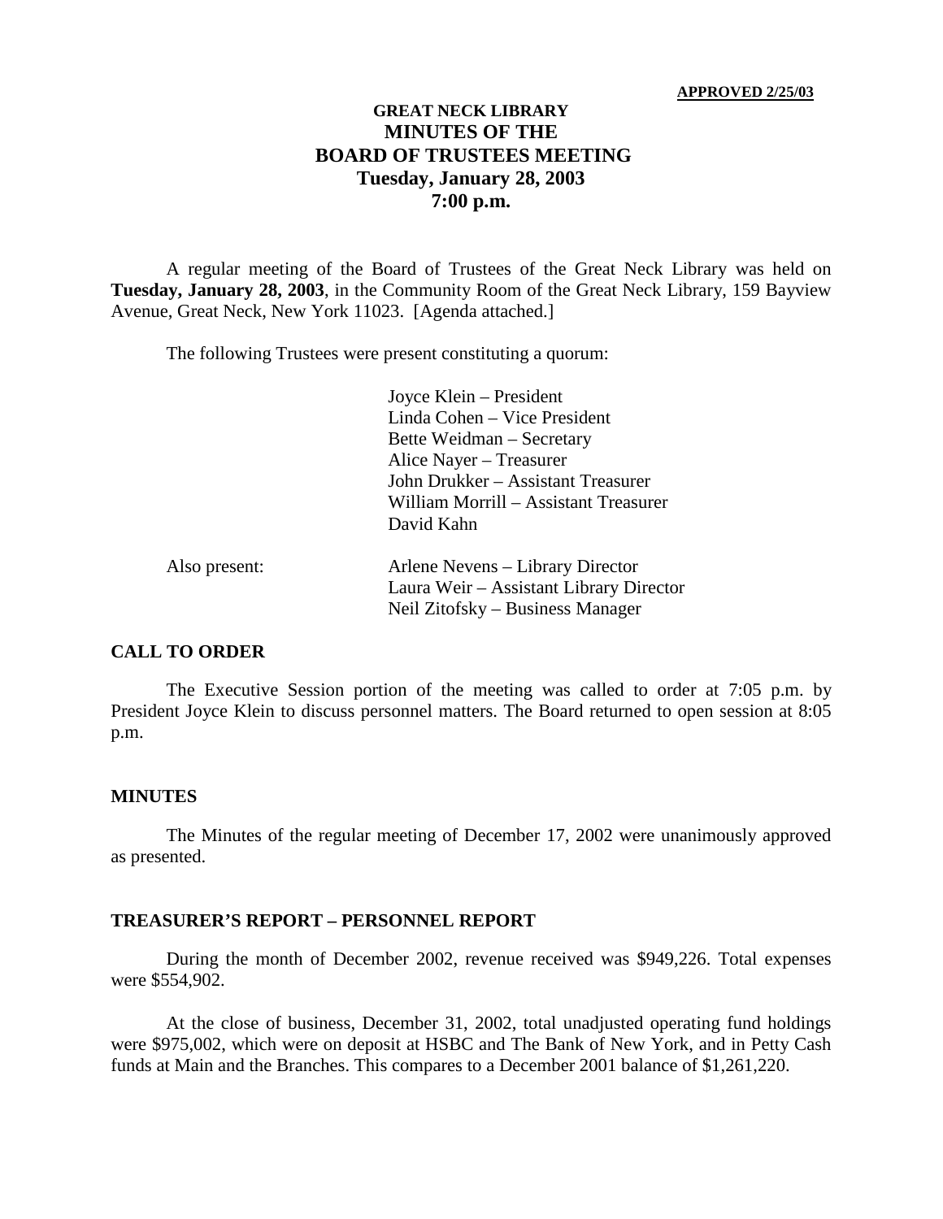**APPROVED 2/25/03**

# GREAT NECK LIBRARY
# MINUTES OF THE BOARD OF TRUSTEES MEETING
## Tuesday, January 28, 2003
## 7:00 p.m.

A regular meeting of the Board of Trustees of the Great Neck Library was held on **Tuesday, January 28, 2003**, in the Community Room of the Great Neck Library, 159 Bayview Avenue, Great Neck, New York 11023. [Agenda attached.]

The following Trustees were present constituting a quorum:

Joyce Klein – President
Linda Cohen – Vice President
Bette Weidman – Secretary
Alice Nayer – Treasurer
John Drukker – Assistant Treasurer
William Morrill – Assistant Treasurer
David Kahn

Also present:

Arlene Nevens – Library Director
Laura Weir – Assistant Library Director
Neil Zitofsky – Business Manager

### CALL TO ORDER

The Executive Session portion of the meeting was called to order at 7:05 p.m. by President Joyce Klein to discuss personnel matters. The Board returned to open session at 8:05 p.m.

### MINUTES

The Minutes of the regular meeting of December 17, 2002 were unanimously approved as presented.

### TREASURER'S REPORT – PERSONNEL REPORT

During the month of December 2002, revenue received was $949,226. Total expenses were $554,902.

At the close of business, December 31, 2002, total unadjusted operating fund holdings were $975,002, which were on deposit at HSBC and The Bank of New York, and in Petty Cash funds at Main and the Branches. This compares to a December 2001 balance of $1,261,220.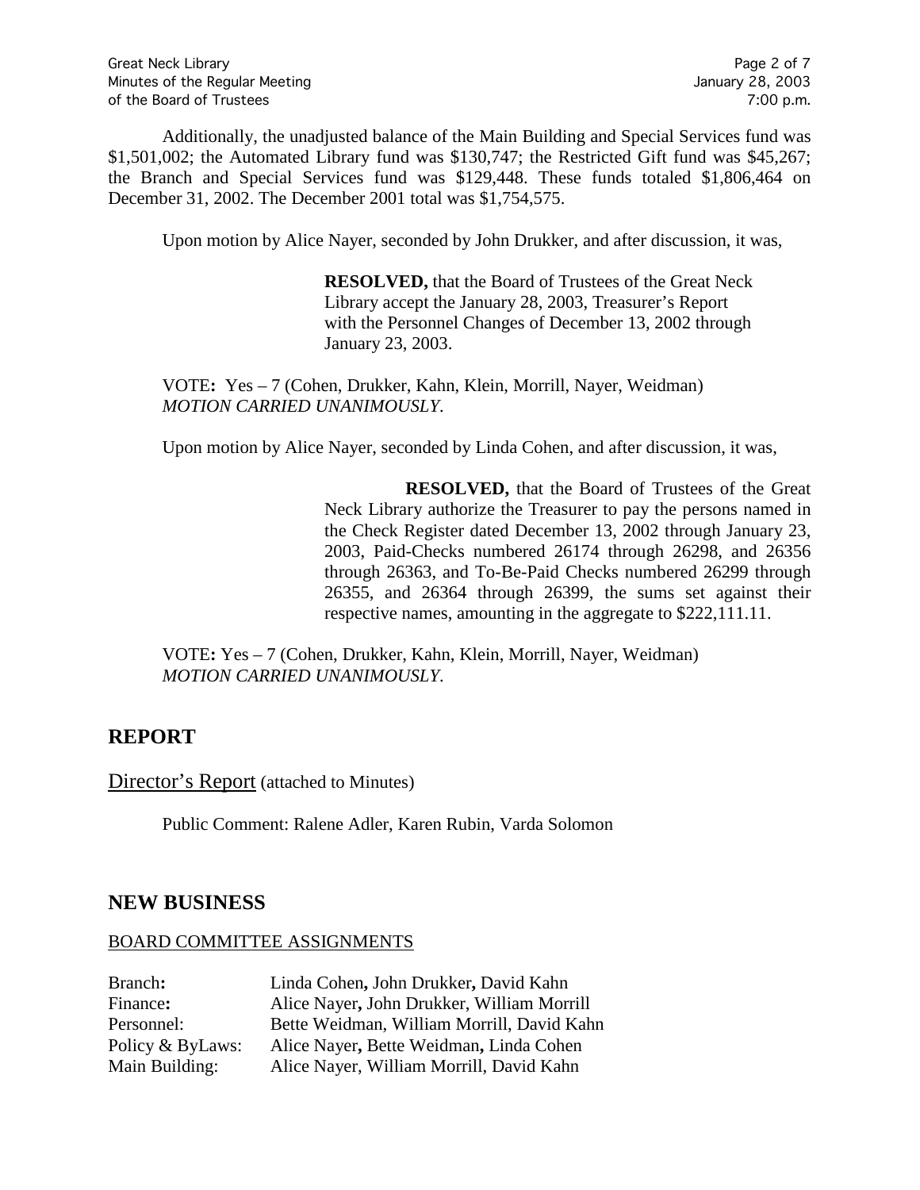Additionally, the unadjusted balance of the Main Building and Special Services fund was $1,501,002; the Automated Library fund was $130,747; the Restricted Gift fund was $45,267; the Branch and Special Services fund was $129,448. These funds totaled $1,806,464 on December 31, 2002. The December 2001 total was $1,754,575.

Upon motion by Alice Nayer, seconded by John Drukker, and after discussion, it was,

> **RESOLVED,** that the Board of Trustees of the Great Neck Library accept the January 28, 2003, Treasurer's Report with the Personnel Changes of December 13, 2002 through January 23, 2003.

VOTE**:** Yes – 7 (Cohen, Drukker, Kahn, Klein, Morrill, Nayer, Weidman)
*MOTION CARRIED UNANIMOUSLY*.

Upon motion by Alice Nayer, seconded by Linda Cohen, and after discussion, it was,

> **RESOLVED,** that the Board of Trustees of the Great Neck Library authorize the Treasurer to pay the persons named in the Check Register dated December 13, 2002 through January 23, 2003, Paid-Checks numbered 26174 through 26298, and 26356 through 26363, and To-Be-Paid Checks numbered 26299 through 26355, and 26364 through 26399, the sums set against their respective names, amounting in the aggregate to $222,111.11.

VOTE**:** Yes – 7 (Cohen, Drukker, Kahn, Klein, Morrill, Nayer, Weidman)
*MOTION CARRIED UNANIMOUSLY*.

## REPORT

Director's Report (attached to Minutes)

Public Comment: Ralene Adler, Karen Rubin, Varda Solomon

## NEW BUSINESS

BOARD COMMITTEE ASSIGNMENTS

| | |
|---|---|
| Branch**:** | Linda Cohen**,** John Drukker**,** David Kahn |
| Finance**:** | Alice Nayer**,** John Drukker, William Morrill |
| Personnel: | Bette Weidman, William Morrill, David Kahn |
| Policy & ByLaws: | Alice Nayer**,** Bette Weidman**,** Linda Cohen |
| Main Building: | Alice Nayer, William Morrill, David Kahn |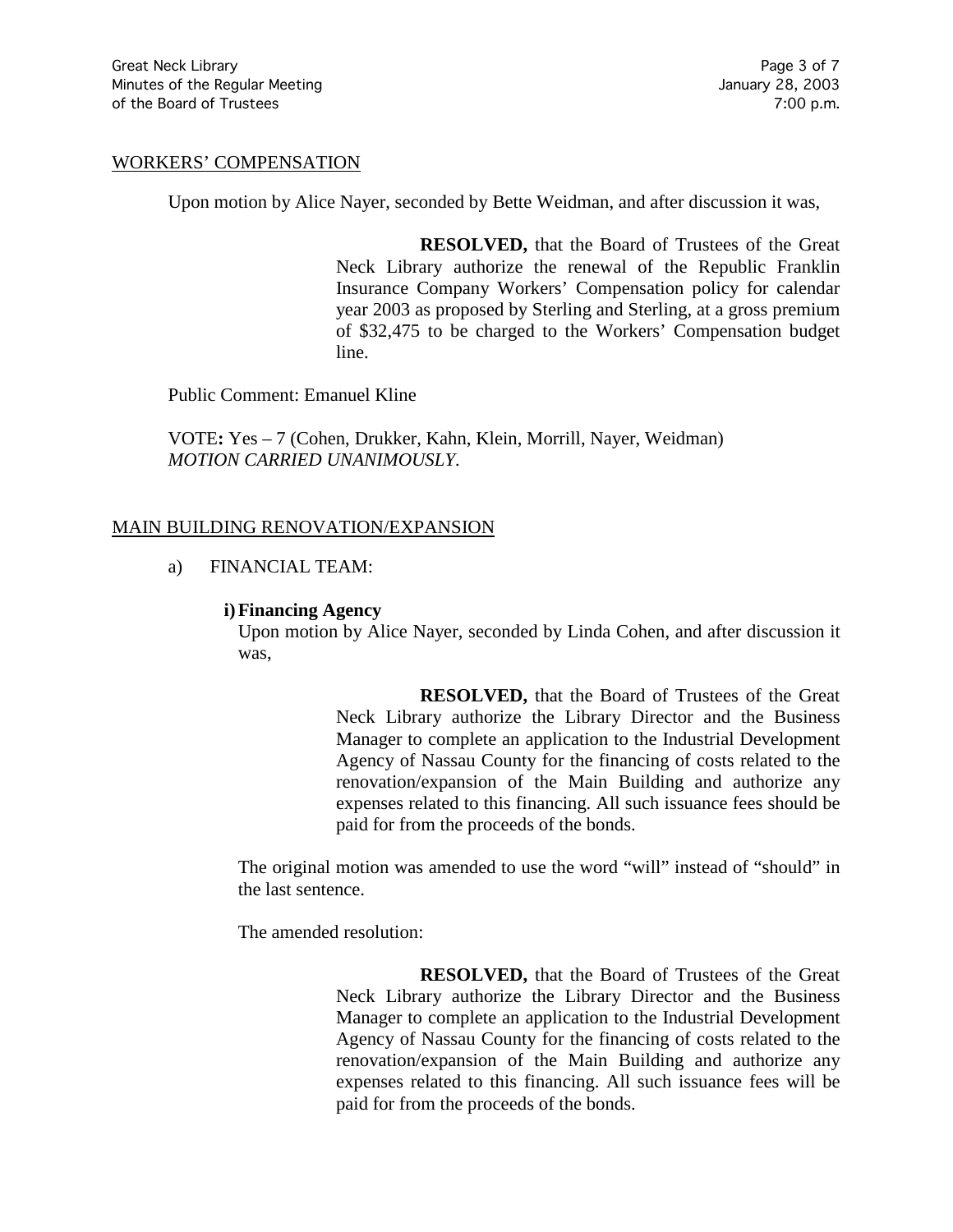## WORKERS' COMPENSATION

Upon motion by Alice Nayer, seconded by Bette Weidman, and after discussion it was,

> **RESOLVED,** that the Board of Trustees of the Great Neck Library authorize the renewal of the Republic Franklin Insurance Company Workers' Compensation policy for calendar year 2003 as proposed by Sterling and Sterling, at a gross premium of $32,475 to be charged to the Workers' Compensation budget line.

Public Comment: Emanuel Kline

VOTE**:** Yes – 7 (Cohen, Drukker, Kahn, Klein, Morrill, Nayer, Weidman)
*MOTION CARRIED UNANIMOUSLY*.

## MAIN BUILDING RENOVATION/EXPANSION

a) FINANCIAL TEAM:

### i) Financing Agency

Upon motion by Alice Nayer, seconded by Linda Cohen, and after discussion it was,

> **RESOLVED,** that the Board of Trustees of the Great Neck Library authorize the Library Director and the Business Manager to complete an application to the Industrial Development Agency of Nassau County for the financing of costs related to the renovation/expansion of the Main Building and authorize any expenses related to this financing. All such issuance fees should be paid for from the proceeds of the bonds.

The original motion was amended to use the word "will" instead of "should" in the last sentence.

The amended resolution:

> **RESOLVED,** that the Board of Trustees of the Great Neck Library authorize the Library Director and the Business Manager to complete an application to the Industrial Development Agency of Nassau County for the financing of costs related to the renovation/expansion of the Main Building and authorize any expenses related to this financing. All such issuance fees will be paid for from the proceeds of the bonds.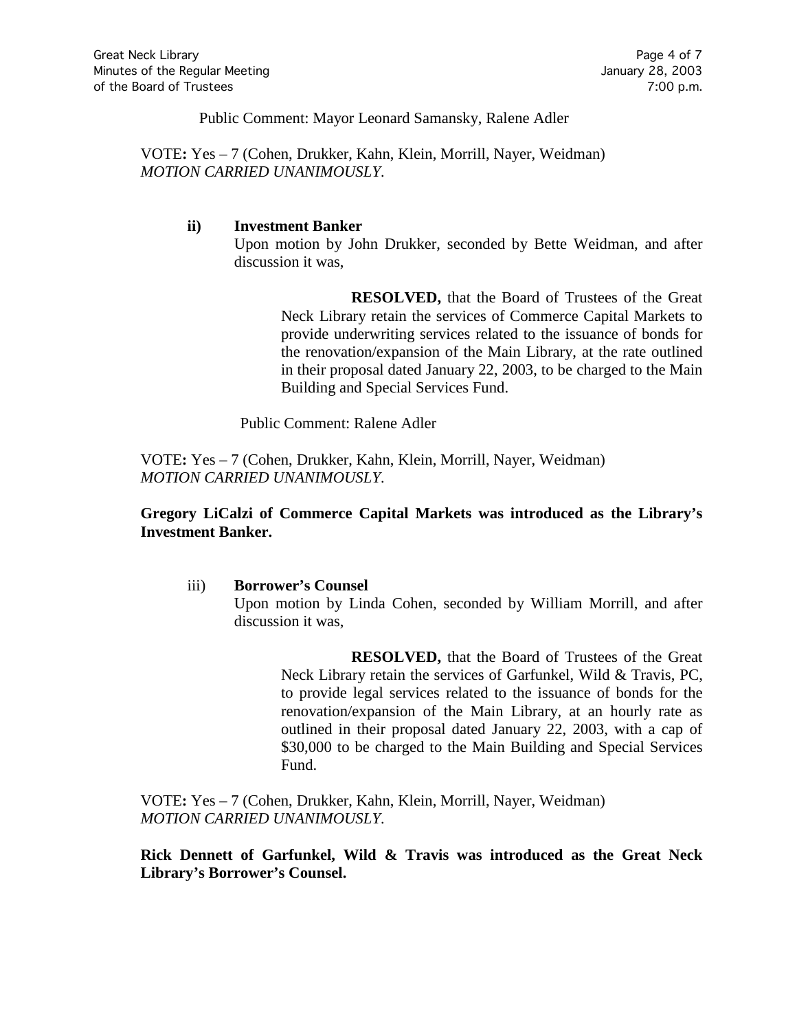Public Comment: Mayor Leonard Samansky, Ralene Adler

VOTE**:** Yes – 7 (Cohen, Drukker, Kahn, Klein, Morrill, Nayer, Weidman)
*MOTION CARRIED UNANIMOUSLY*.

**ii) Investment Banker**

Upon motion by John Drukker, seconded by Bette Weidman, and after discussion it was,

> **RESOLVED,** that the Board of Trustees of the Great Neck Library retain the services of Commerce Capital Markets to provide underwriting services related to the issuance of bonds for the renovation/expansion of the Main Library, at the rate outlined in their proposal dated January 22, 2003, to be charged to the Main Building and Special Services Fund.

Public Comment: Ralene Adler

VOTE**:** Yes – 7 (Cohen, Drukker, Kahn, Klein, Morrill, Nayer, Weidman)
*MOTION CARRIED UNANIMOUSLY*.

**Gregory LiCalzi of Commerce Capital Markets was introduced as the Library's Investment Banker.**

iii) **Borrower's Counsel**

Upon motion by Linda Cohen, seconded by William Morrill, and after discussion it was,

> **RESOLVED,** that the Board of Trustees of the Great Neck Library retain the services of Garfunkel, Wild & Travis, PC, to provide legal services related to the issuance of bonds for the renovation/expansion of the Main Library, at an hourly rate as outlined in their proposal dated January 22, 2003, with a cap of $30,000 to be charged to the Main Building and Special Services Fund.

VOTE**:** Yes – 7 (Cohen, Drukker, Kahn, Klein, Morrill, Nayer, Weidman)
*MOTION CARRIED UNANIMOUSLY*.

**Rick Dennett of Garfunkel, Wild & Travis was introduced as the Great Neck Library's Borrower's Counsel.**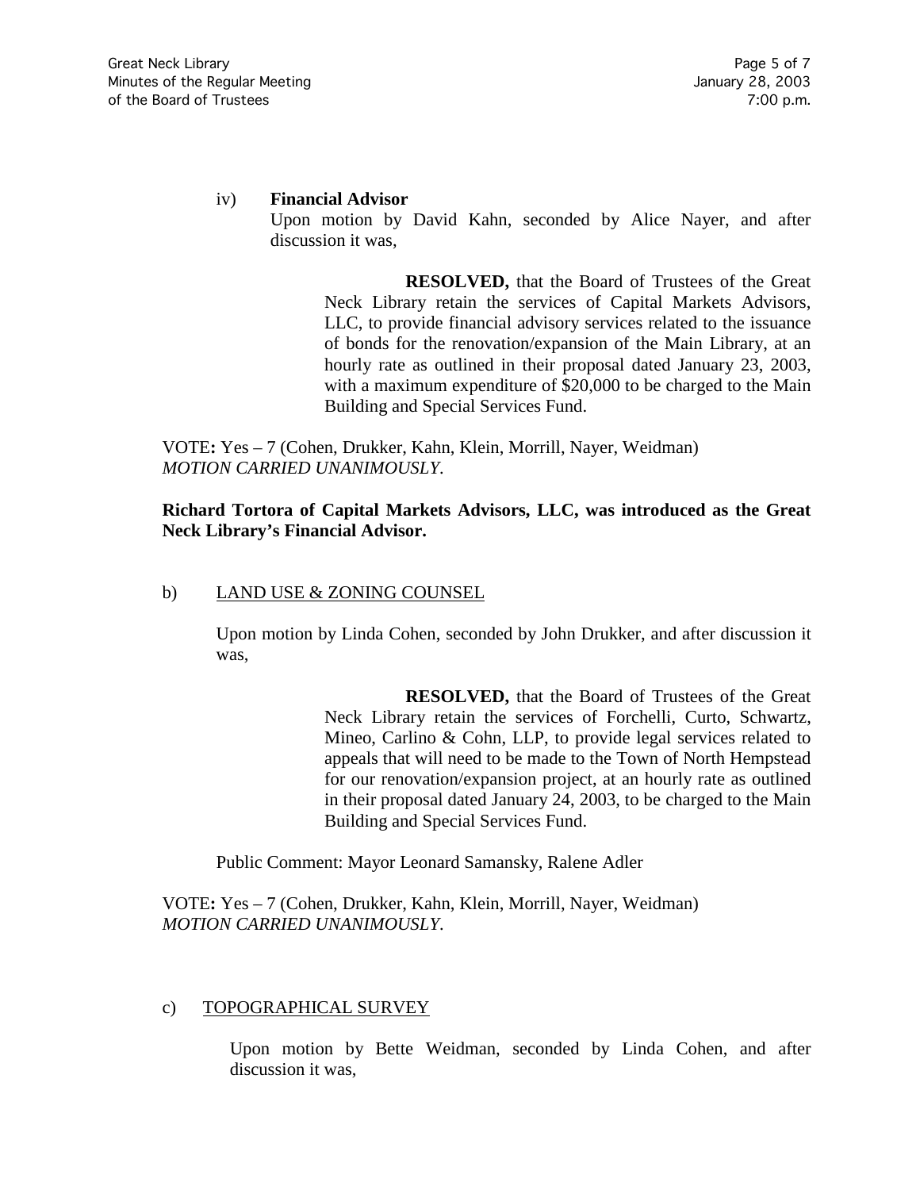iv) **Financial Advisor**

Upon motion by David Kahn, seconded by Alice Nayer, and after discussion it was,

> **RESOLVED,** that the Board of Trustees of the Great Neck Library retain the services of Capital Markets Advisors, LLC, to provide financial advisory services related to the issuance of bonds for the renovation/expansion of the Main Library, at an hourly rate as outlined in their proposal dated January 23, 2003, with a maximum expenditure of $20,000 to be charged to the Main Building and Special Services Fund.

VOTE**:** Yes – 7 (Cohen, Drukker, Kahn, Klein, Morrill, Nayer, Weidman)
*MOTION CARRIED UNANIMOUSLY.*

**Richard Tortora of Capital Markets Advisors, LLC, was introduced as the Great Neck Library's Financial Advisor.**

b) LAND USE & ZONING COUNSEL

Upon motion by Linda Cohen, seconded by John Drukker, and after discussion it was,

> **RESOLVED,** that the Board of Trustees of the Great Neck Library retain the services of Forchelli, Curto, Schwartz, Mineo, Carlino & Cohn, LLP, to provide legal services related to appeals that will need to be made to the Town of North Hempstead for our renovation/expansion project, at an hourly rate as outlined in their proposal dated January 24, 2003, to be charged to the Main Building and Special Services Fund.

Public Comment: Mayor Leonard Samansky, Ralene Adler

VOTE**:** Yes – 7 (Cohen, Drukker, Kahn, Klein, Morrill, Nayer, Weidman)
*MOTION CARRIED UNANIMOUSLY.*

c) TOPOGRAPHICAL SURVEY

Upon motion by Bette Weidman, seconded by Linda Cohen, and after discussion it was,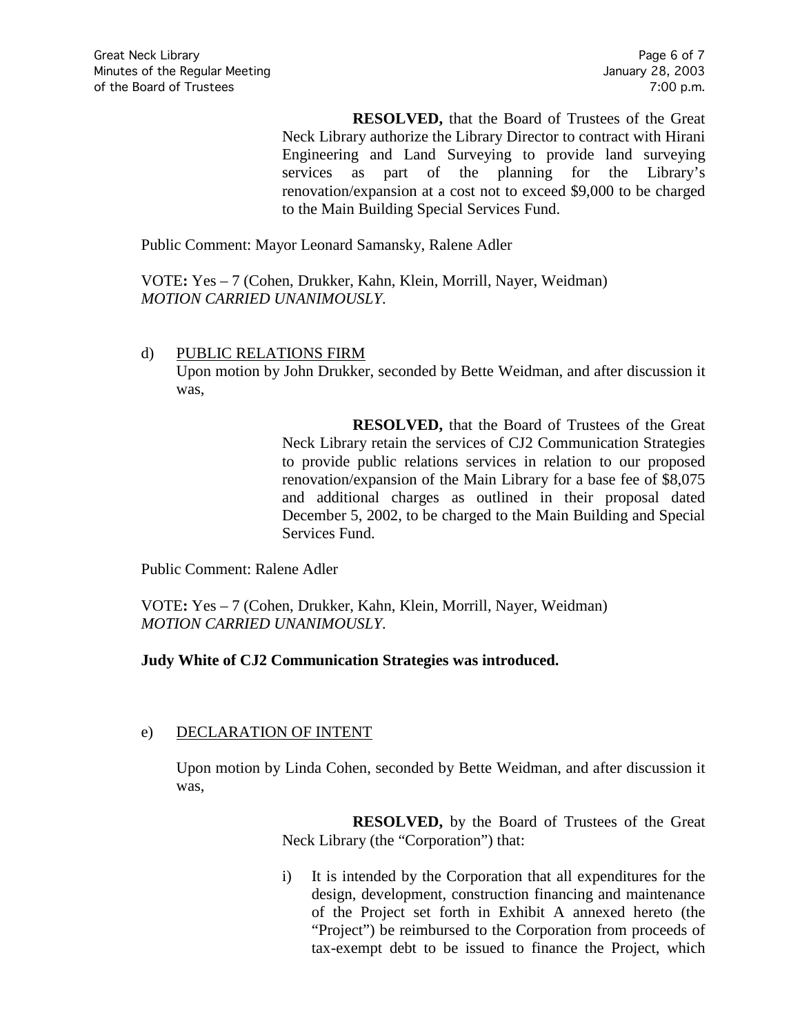**RESOLVED,** that the Board of Trustees of the Great Neck Library authorize the Library Director to contract with Hirani Engineering and Land Surveying to provide land surveying services as part of the planning for the Library's renovation/expansion at a cost not to exceed $9,000 to be charged to the Main Building Special Services Fund.

Public Comment: Mayor Leonard Samansky, Ralene Adler

VOTE**:** Yes – 7 (Cohen, Drukker, Kahn, Klein, Morrill, Nayer, Weidman)
*MOTION CARRIED UNANIMOUSLY*.

d) PUBLIC RELATIONS FIRM

Upon motion by John Drukker, seconded by Bette Weidman, and after discussion it was,

**RESOLVED,** that the Board of Trustees of the Great Neck Library retain the services of CJ2 Communication Strategies to provide public relations services in relation to our proposed renovation/expansion of the Main Library for a base fee of $8,075 and additional charges as outlined in their proposal dated December 5, 2002, to be charged to the Main Building and Special Services Fund.

Public Comment: Ralene Adler

VOTE**:** Yes – 7 (Cohen, Drukker, Kahn, Klein, Morrill, Nayer, Weidman)
*MOTION CARRIED UNANIMOUSLY*.

**Judy White of CJ2 Communication Strategies was introduced.**

e) DECLARATION OF INTENT

Upon motion by Linda Cohen, seconded by Bette Weidman, and after discussion it was,

**RESOLVED,** by the Board of Trustees of the Great Neck Library (the "Corporation") that:

i) It is intended by the Corporation that all expenditures for the design, development, construction financing and maintenance of the Project set forth in Exhibit A annexed hereto (the "Project") be reimbursed to the Corporation from proceeds of tax-exempt debt to be issued to finance the Project, which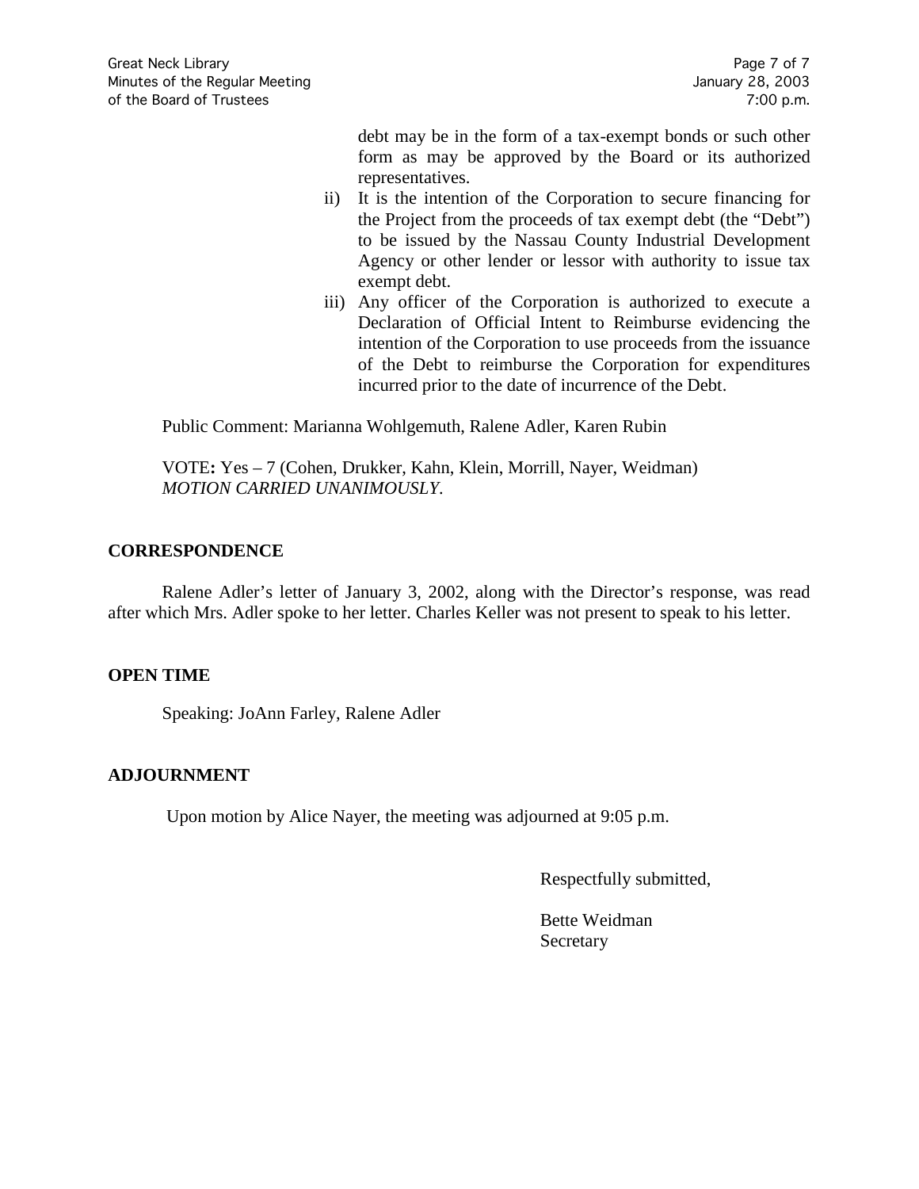debt may be in the form of a tax-exempt bonds or such other form as may be approved by the Board or its authorized representatives.

ii) It is the intention of the Corporation to secure financing for the Project from the proceeds of tax exempt debt (the "Debt") to be issued by the Nassau County Industrial Development Agency or other lender or lessor with authority to issue tax exempt debt.

iii) Any officer of the Corporation is authorized to execute a Declaration of Official Intent to Reimburse evidencing the intention of the Corporation to use proceeds from the issuance of the Debt to reimburse the Corporation for expenditures incurred prior to the date of incurrence of the Debt.

Public Comment: Marianna Wohlgemuth, Ralene Adler, Karen Rubin

VOTE**:** Yes – 7 (Cohen, Drukker, Kahn, Klein, Morrill, Nayer, Weidman)
*MOTION CARRIED UNANIMOUSLY*.

**CORRESPONDENCE**

Ralene Adler's letter of January 3, 2002, along with the Director's response, was read after which Mrs. Adler spoke to her letter. Charles Keller was not present to speak to his letter.

**OPEN TIME**

Speaking: JoAnn Farley, Ralene Adler

**ADJOURNMENT**

Upon motion by Alice Nayer, the meeting was adjourned at 9:05 p.m.

Respectfully submitted,

Bette Weidman
Secretary